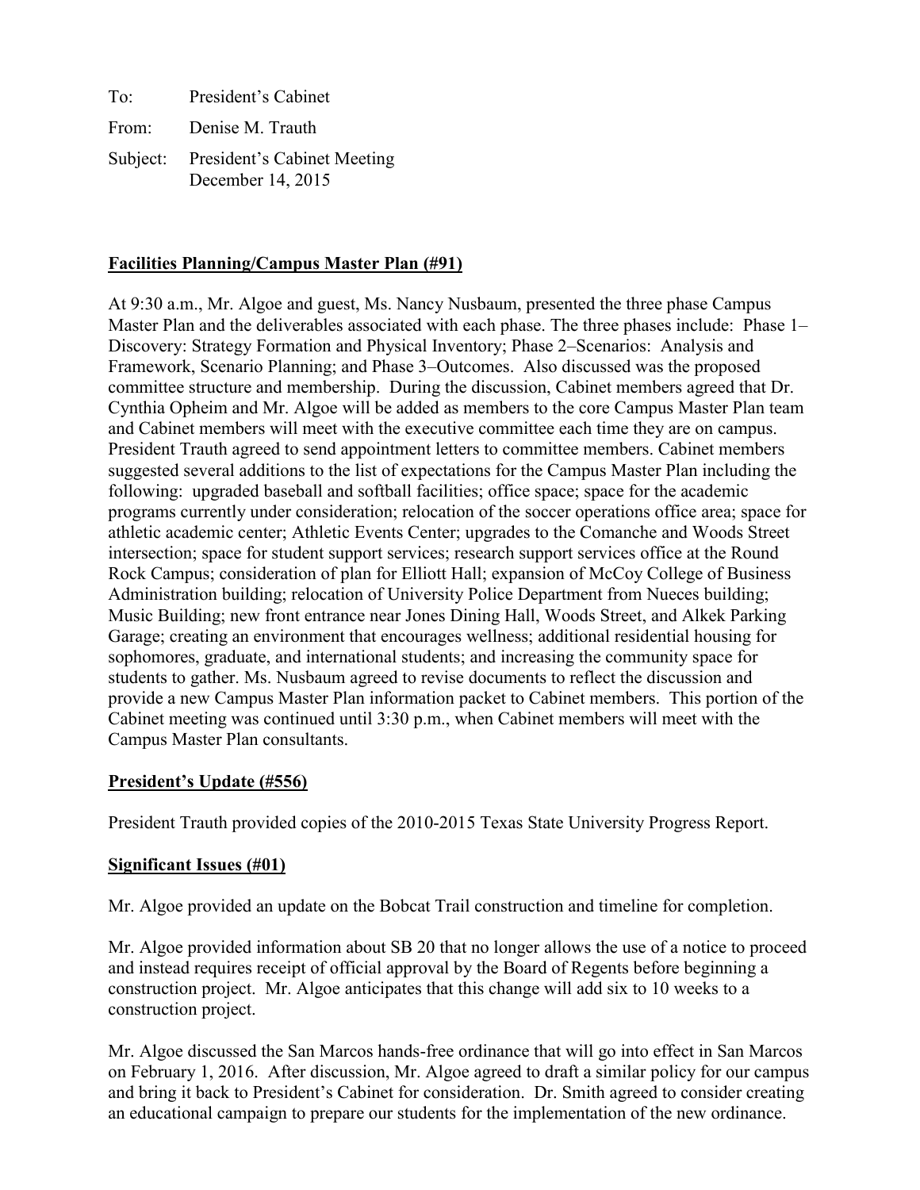To: President's Cabinet

From: Denise M. Trauth

Subject: President's Cabinet Meeting
December 14, 2015

**Facilities Planning/Campus Master Plan (#91)**

At 9:30 a.m., Mr. Algoe and guest, Ms. Nancy Nusbaum, presented the three phase Campus Master Plan and the deliverables associated with each phase. The three phases include: Phase 1–Discovery: Strategy Formation and Physical Inventory; Phase 2–Scenarios: Analysis and Framework, Scenario Planning; and Phase 3–Outcomes. Also discussed was the proposed committee structure and membership. During the discussion, Cabinet members agreed that Dr. Cynthia Opheim and Mr. Algoe will be added as members to the core Campus Master Plan team and Cabinet members will meet with the executive committee each time they are on campus. President Trauth agreed to send appointment letters to committee members. Cabinet members suggested several additions to the list of expectations for the Campus Master Plan including the following: upgraded baseball and softball facilities; office space; space for the academic programs currently under consideration; relocation of the soccer operations office area; space for athletic academic center; Athletic Events Center; upgrades to the Comanche and Woods Street intersection; space for student support services; research support services office at the Round Rock Campus; consideration of plan for Elliott Hall; expansion of McCoy College of Business Administration building; relocation of University Police Department from Nueces building; Music Building; new front entrance near Jones Dining Hall, Woods Street, and Alkek Parking Garage; creating an environment that encourages wellness; additional residential housing for sophomores, graduate, and international students; and increasing the community space for students to gather. Ms. Nusbaum agreed to revise documents to reflect the discussion and provide a new Campus Master Plan information packet to Cabinet members. This portion of the Cabinet meeting was continued until 3:30 p.m., when Cabinet members will meet with the Campus Master Plan consultants.

**President's Update (#556)**

President Trauth provided copies of the 2010-2015 Texas State University Progress Report.

**Significant Issues (#01)**

Mr. Algoe provided an update on the Bobcat Trail construction and timeline for completion.

Mr. Algoe provided information about SB 20 that no longer allows the use of a notice to proceed and instead requires receipt of official approval by the Board of Regents before beginning a construction project. Mr. Algoe anticipates that this change will add six to 10 weeks to a construction project.

Mr. Algoe discussed the San Marcos hands-free ordinance that will go into effect in San Marcos on February 1, 2016. After discussion, Mr. Algoe agreed to draft a similar policy for our campus and bring it back to President's Cabinet for consideration. Dr. Smith agreed to consider creating an educational campaign to prepare our students for the implementation of the new ordinance.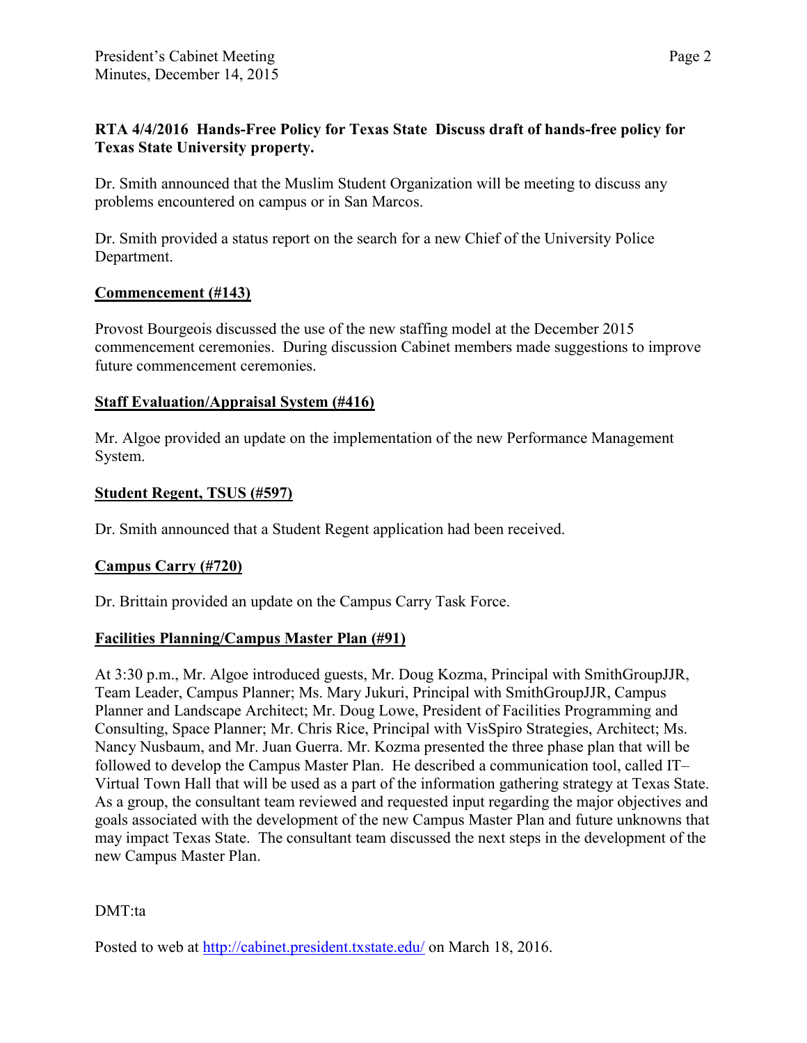**RTA 4/4/2016 Hands-Free Policy for Texas State Discuss draft of hands-free policy for Texas State University property.**

Dr. Smith announced that the Muslim Student Organization will be meeting to discuss any problems encountered on campus or in San Marcos.

Dr. Smith provided a status report on the search for a new Chief of the University Police Department.

**Commencement (#143)**

Provost Bourgeois discussed the use of the new staffing model at the December 2015 commencement ceremonies. During discussion Cabinet members made suggestions to improve future commencement ceremonies.

**Staff Evaluation/Appraisal System (#416)**

Mr. Algoe provided an update on the implementation of the new Performance Management System.

**Student Regent, TSUS (#597)**

Dr. Smith announced that a Student Regent application had been received.

**Campus Carry (#720)**

Dr. Brittain provided an update on the Campus Carry Task Force.

**Facilities Planning/Campus Master Plan (#91)**

At 3:30 p.m., Mr. Algoe introduced guests, Mr. Doug Kozma, Principal with SmithGroupJJR, Team Leader, Campus Planner; Ms. Mary Jukuri, Principal with SmithGroupJJR, Campus Planner and Landscape Architect; Mr. Doug Lowe, President of Facilities Programming and Consulting, Space Planner; Mr. Chris Rice, Principal with VisSpiro Strategies, Architect; Ms. Nancy Nusbaum, and Mr. Juan Guerra. Mr. Kozma presented the three phase plan that will be followed to develop the Campus Master Plan. He described a communication tool, called IT–Virtual Town Hall that will be used as a part of the information gathering strategy at Texas State. As a group, the consultant team reviewed and requested input regarding the major objectives and goals associated with the development of the new Campus Master Plan and future unknowns that may impact Texas State. The consultant team discussed the next steps in the development of the new Campus Master Plan.

DMT:ta

Posted to web at http://cabinet.president.txstate.edu/ on March 18, 2016.